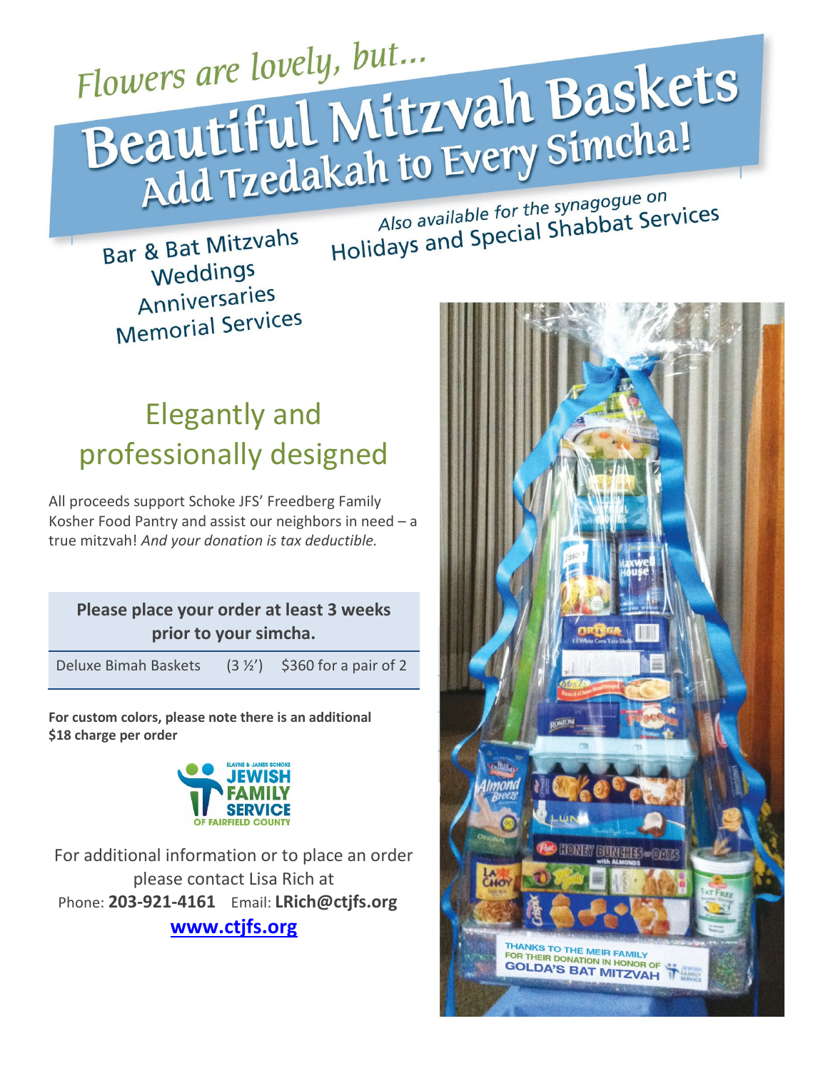*Flowers are lovely, but...*

# Beautiful Mitzvah Baskets

## Add Tzedakah to Every Simcha!

Bar & Bat Mitzvahs
Weddings
Anniversaries
Memorial Services

*Also available for the synagogue on*
Holidays and Special Shabbat Services

## Elegantly and professionally designed

All proceeds support Schoke JFS' Freedberg Family Kosher Food Pantry and assist our neighbors in need – a true mitzvah! *And your donation is tax deductible.*

**Please place your order at least 3 weeks prior to your simcha.**

| Deluxe Bimah Baskets | (3 ½') | $360 for a pair of 2 |
|---|---|---|

**For custom colors, please note there is an additional $18 charge per order**

ELAYNE & JAMES SCHOKE JEWISH FAMILY SERVICE OF FAIRFIELD COUNTY

For additional information or to place an order please contact Lisa Rich at
Phone: **203-921-4161** Email: **LRich@ctjfs.org**
**[www.ctjfs.org](http://www.ctjfs.org)**

THANKS TO THE MEIR FAMILY FOR THEIR DONATION IN HONOR OF GOLDA'S BAT MITZVAH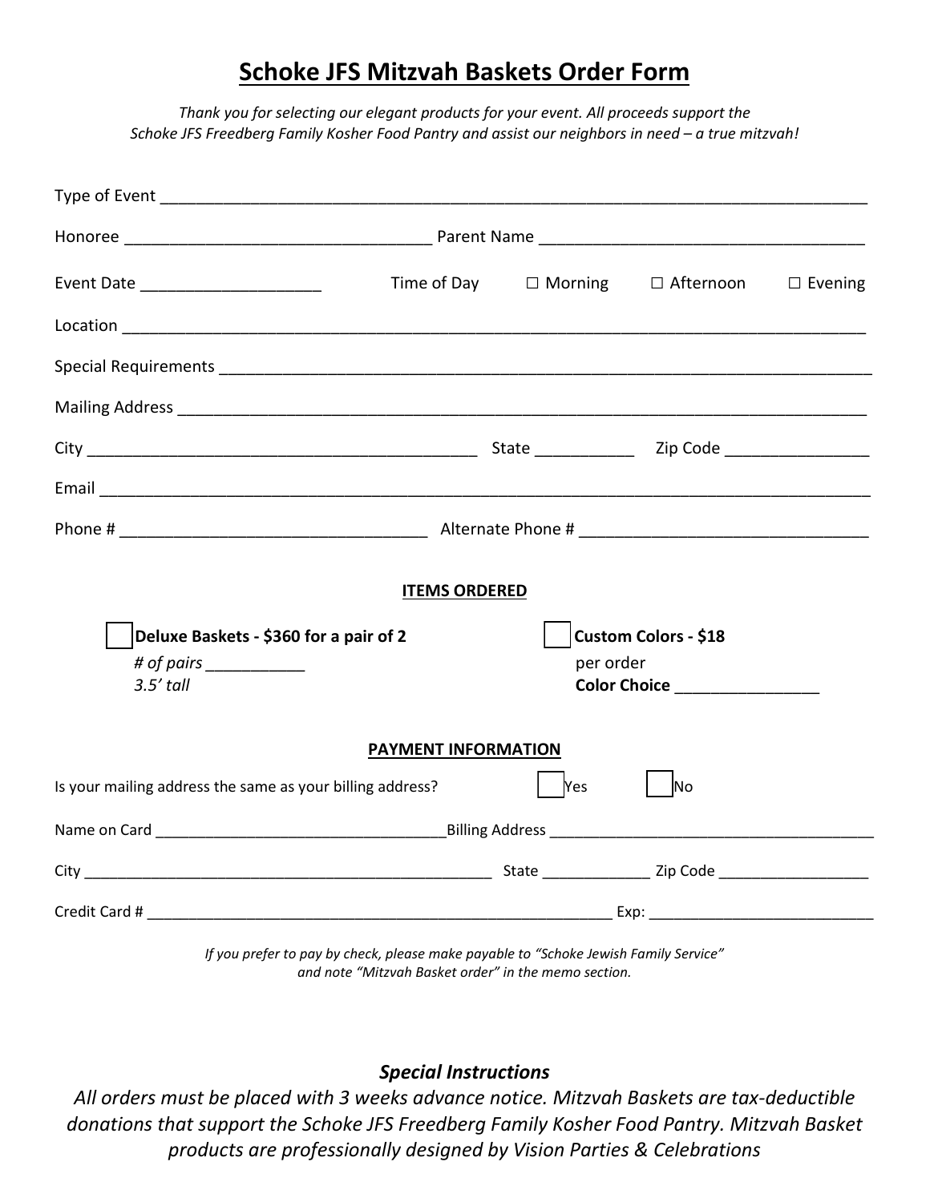# Schoke JFS Mitzvah Baskets Order Form

*Thank you for selecting our elegant products for your event. All proceeds support the Schoke JFS Freedberg Family Kosher Food Pantry and assist our neighbors in need – a true mitzvah!*

Type of Event ______________________________________________________________________________

Honoree _________________________________ Parent Name ___________________________________

Event Date ___________________ Time of Day ☐ Morning ☐ Afternoon ☐ Evening

Location _________________________________________________________________________________

Special Requirements ______________________________________________________________________

Mailing Address ___________________________________________________________________________

City __________________________________________ State ___________ Zip Code ________________

Email ____________________________________________________________________________________

Phone # _________________________________ Alternate Phone # _______________________________

**ITEMS ORDERED**

☐ **Deluxe Baskets - $360 for a pair of 2**
*# of pairs* ___________
*3.5' tall*

☐ **Custom Colors - $18**
per order
**Color Choice** ________________

**PAYMENT INFORMATION**

Is your mailing address the same as your billing address? ☐ Yes ☐ No

Name on Card __________________________________ Billing Address ____________________________________

City _______________________________________________ State _____________ Zip Code __________________

Credit Card # ______________________________________________________ Exp: ___________________________

*If you prefer to pay by check, please make payable to "Schoke Jewish Family Service" and note "Mitzvah Basket order" in the memo section.*

***Special Instructions***

*All orders must be placed with 3 weeks advance notice. Mitzvah Baskets are tax-deductible donations that support the Schoke JFS Freedberg Family Kosher Food Pantry. Mitzvah Basket products are professionally designed by Vision Parties & Celebrations*